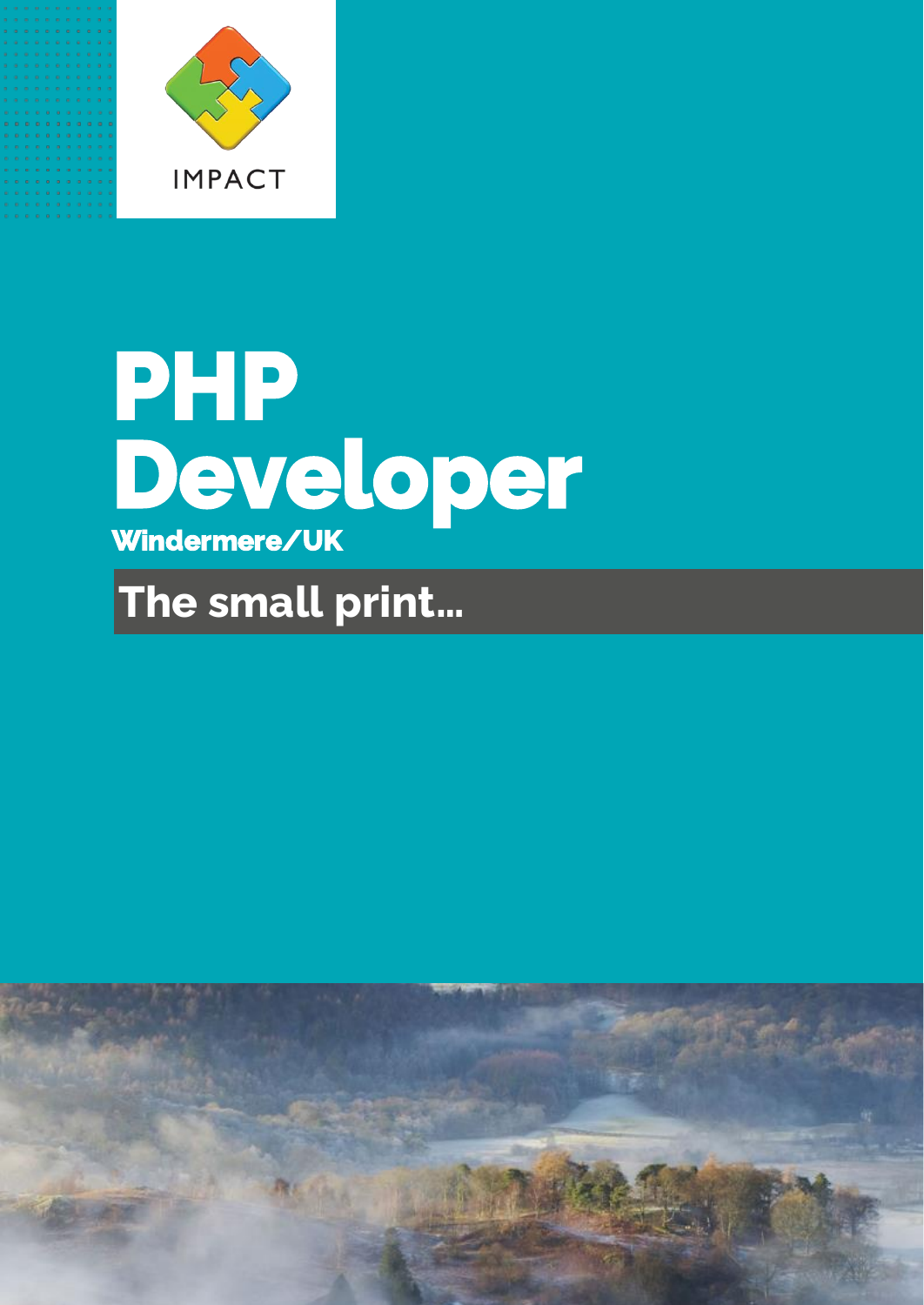IMPACT

# PHP Developer

**Windermere/UK**

## The small print...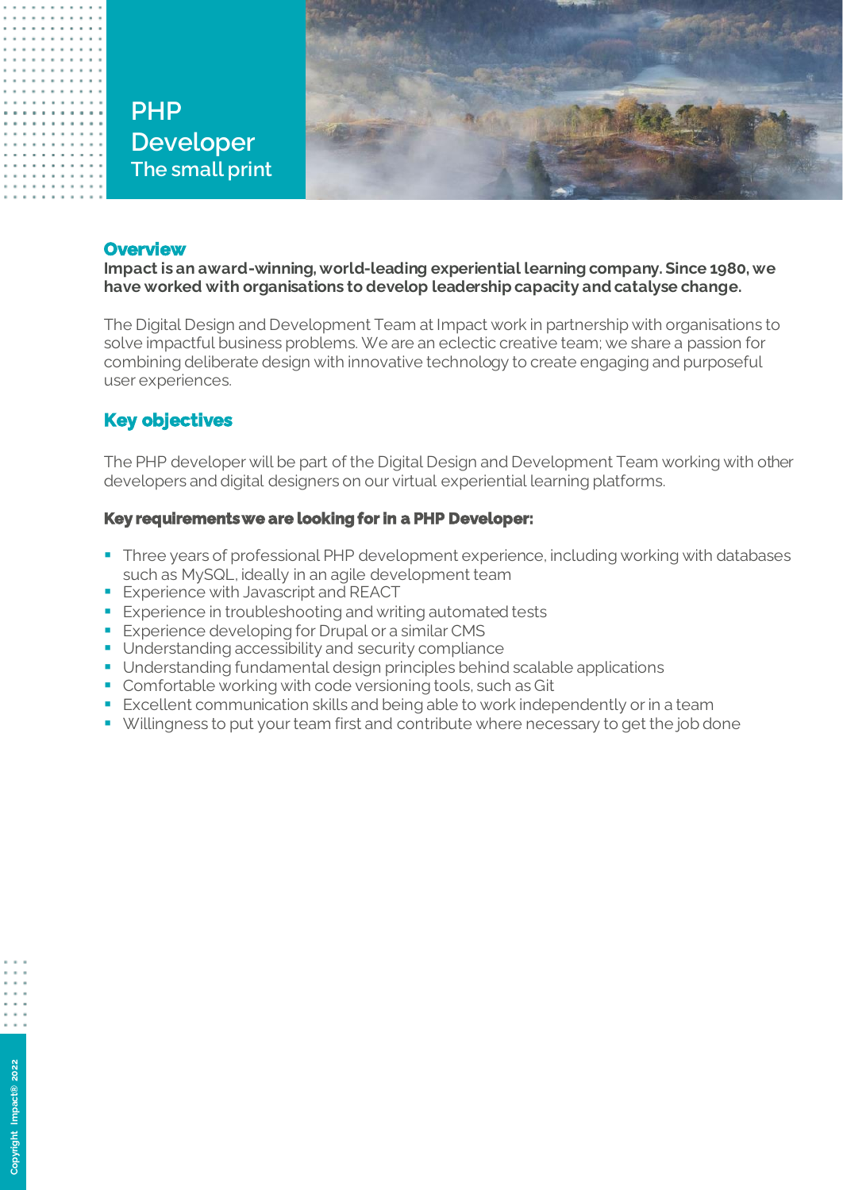# PHP Developer
## The small print

## Overview

**Impact is an award-winning, world-leading experiential learning company. Since 1980, we have worked with organisations to develop leadership capacity and catalyse change.**

The Digital Design and Development Team at Impact work in partnership with organisations to solve impactful business problems. We are an eclectic creative team; we share a passion for combining deliberate design with innovative technology to create engaging and purposeful user experiences.

## Key objectives

The PHP developer will be part of the Digital Design and Development Team working with other developers and digital designers on our virtual experiential learning platforms.

**Key requirements we are looking for in a PHP Developer:**

- Three years of professional PHP development experience, including working with databases such as MySQL, ideally in an agile development team
- Experience with Javascript and REACT
- Experience in troubleshooting and writing automated tests
- Experience developing for Drupal or a similar CMS
- Understanding accessibility and security compliance
- Understanding fundamental design principles behind scalable applications
- Comfortable working with code versioning tools, such as Git
- Excellent communication skills and being able to work independently or in a team
- Willingness to put your team first and contribute where necessary to get the job done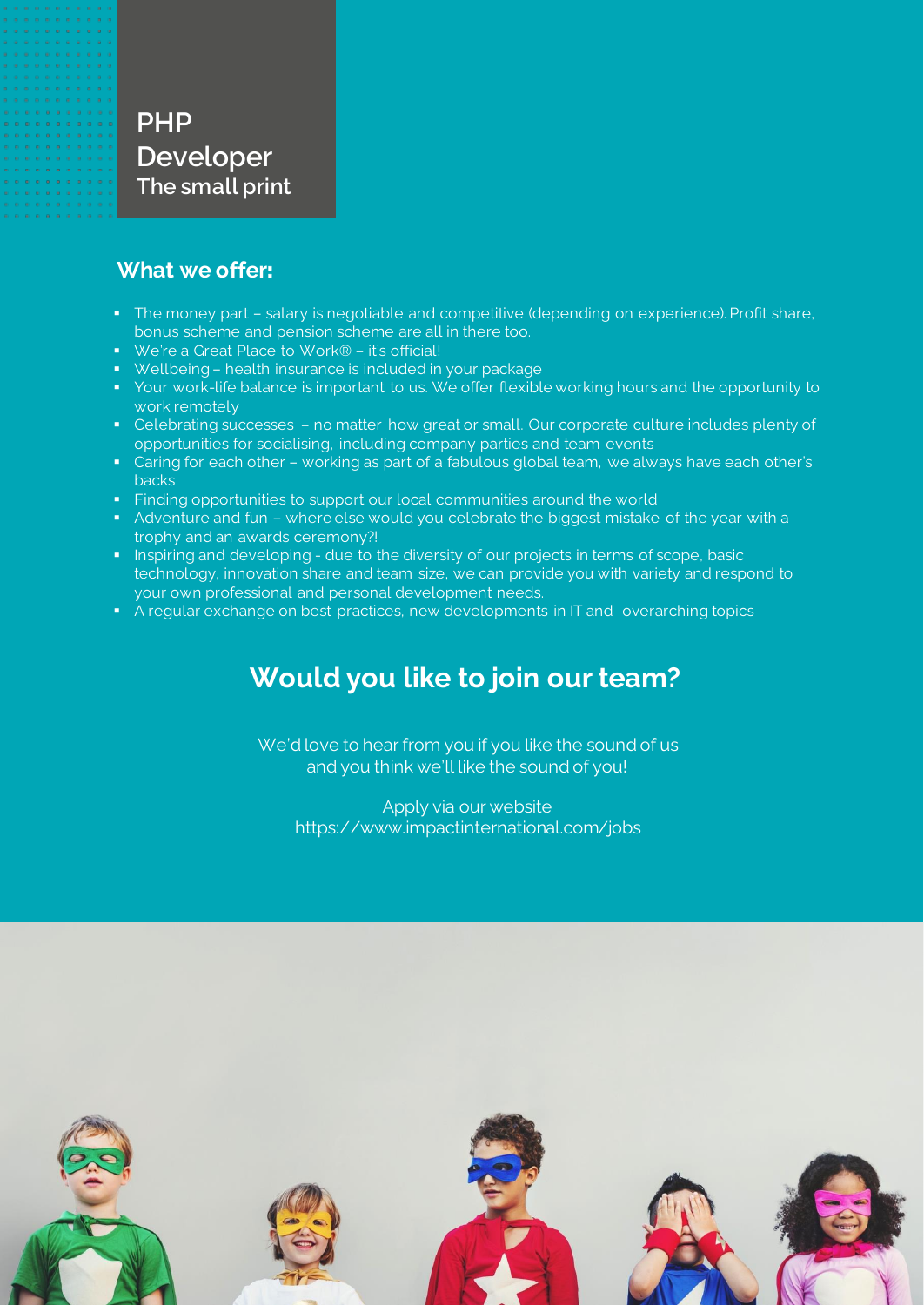# PHP Developer
## The small print

## What we offer:

- The money part – salary is negotiable and competitive (depending on experience). Profit share, bonus scheme and pension scheme are all in there too.
- We're a Great Place to Work® – it's official!
- Wellbeing – health insurance is included in your package
- Your work-life balance is important to us. We offer flexible working hours and the opportunity to work remotely
- Celebrating successes – no matter how great or small. Our corporate culture includes plenty of opportunities for socialising, including company parties and team events
- Caring for each other – working as part of a fabulous global team, we always have each other's backs
- Finding opportunities to support our local communities around the world
- Adventure and fun – where else would you celebrate the biggest mistake of the year with a trophy and an awards ceremony?!
- Inspiring and developing - due to the diversity of our projects in terms of scope, basic technology, innovation share and team size, we can provide you with variety and respond to your own professional and personal development needs.
- A regular exchange on best practices, new developments in IT and overarching topics

## Would you like to join our team?

We'd love to hear from you if you like the sound of us and you think we'll like the sound of you!

Apply via our website
https://www.impactinternational.com/jobs